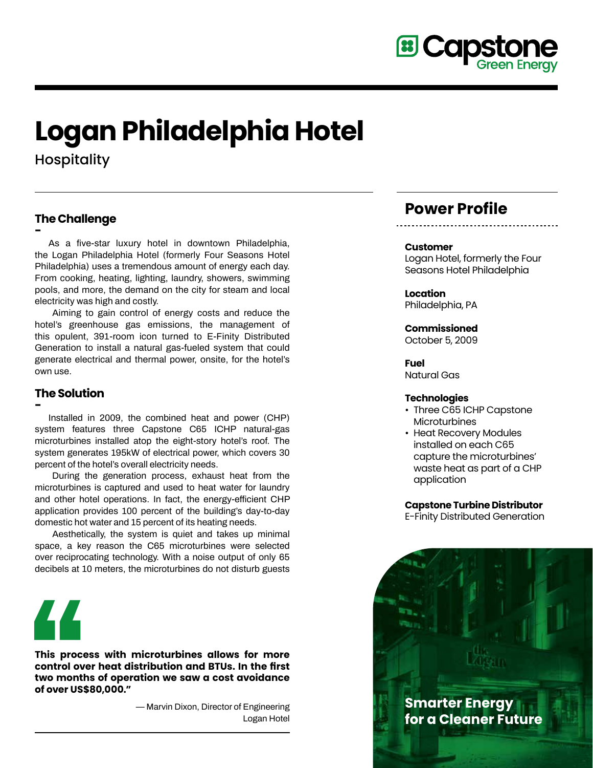# Logan Philadelphia Hotel

Hospitality

## The Challenge

As a five-star luxury hotel in downtown Philadelphia, the Logan Philadelphia Hotel (formerly Four Seasons Hotel Philadelphia) uses a tremendous amount of energy each day. From cooking, heating, lighting, laundry, showers, swimming pools, and more, the demand on the city for steam and local electricity was high and costly.

Aiming to gain control of energy costs and reduce the hotel's greenhouse gas emissions, the management of this opulent, 391-room icon turned to E-Finity Distributed Generation to install a natural gas-fueled system that could generate electrical and thermal power, onsite, for the hotel's own use.

## The Solution

Installed in 2009, the combined heat and power (CHP) system features three Capstone C65 ICHP natural-gas microturbines installed atop the eight-story hotel's roof. The system generates 195kW of electrical power, which covers 30 percent of the hotel's overall electricity needs.

During the generation process, exhaust heat from the microturbines is captured and used to heat water for laundry and other hotel operations. In fact, the energy-efficient CHP application provides 100 percent of the building's day-to-day domestic hot water and 15 percent of its heating needs.

Aesthetically, the system is quiet and takes up minimal space, a key reason the C65 microturbines were selected over reciprocating technology. With a noise output of only 65 decibels at 10 meters, the microturbines do not disturb guests

> **This process with microturbines allows for more control over heat distribution and BTUs. In the first two months of operation we saw a cost avoidance of over US$80,000."**
>
> — Marvin Dixon, Director of Engineering
> Logan Hotel

## Power Profile

**Customer**
Logan Hotel, formerly the Four Seasons Hotel Philadelphia

**Location**
Philadelphia, PA

**Commissioned**
October 5, 2009

**Fuel**
Natural Gas

**Technologies**
- Three C65 ICHP Capstone Microturbines
- Heat Recovery Modules installed on each C65 capture the microturbines' waste heat as part of a CHP application

**Capstone Turbine Distributor**
E-Finity Distributed Generation

**Smarter Energy for a Cleaner Future**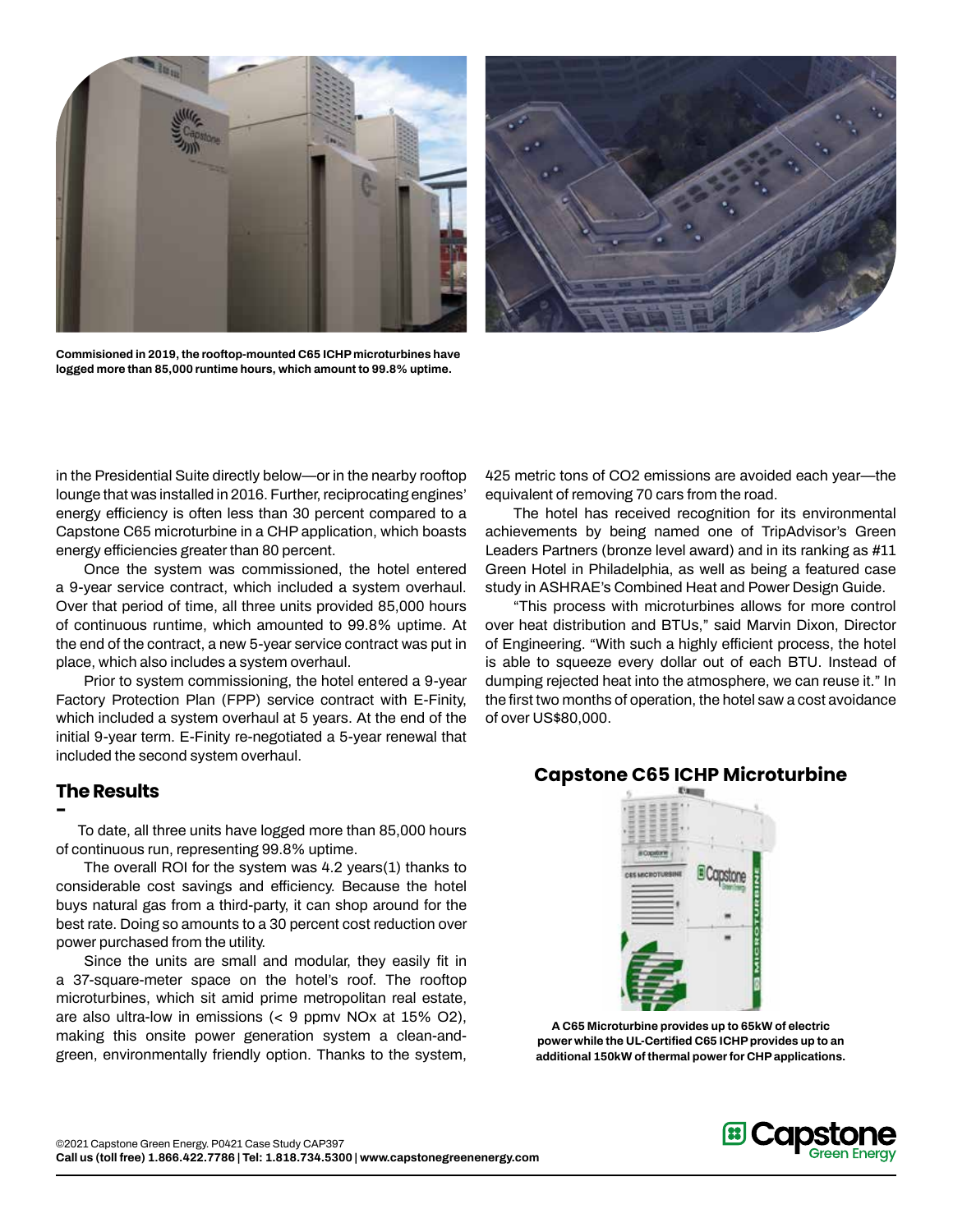Commisioned in 2019, the rooftop-mounted C65 ICHP microturbines have logged more than 85,000 runtime hours, which amount to 99.8% uptime.

in the Presidential Suite directly below—or in the nearby rooftop lounge that was installed in 2016. Further, reciprocating engines' energy efficiency is often less than 30 percent compared to a Capstone C65 microturbine in a CHP application, which boasts energy efficiencies greater than 80 percent.

Once the system was commissioned, the hotel entered a 9-year service contract, which included a system overhaul. Over that period of time, all three units provided 85,000 hours of continuous runtime, which amounted to 99.8% uptime. At the end of the contract, a new 5-year service contract was put in place, which also includes a system overhaul.

Prior to system commissioning, the hotel entered a 9-year Factory Protection Plan (FPP) service contract with E-Finity, which included a system overhaul at 5 years. At the end of the initial 9-year term. E-Finity re-negotiated a 5-year renewal that included the second system overhaul.

## The Results

To date, all three units have logged more than 85,000 hours of continuous run, representing 99.8% uptime.

The overall ROI for the system was 4.2 years(1) thanks to considerable cost savings and efficiency. Because the hotel buys natural gas from a third-party, it can shop around for the best rate. Doing so amounts to a 30 percent cost reduction over power purchased from the utility.

Since the units are small and modular, they easily fit in a 37-square-meter space on the hotel's roof. The rooftop microturbines, which sit amid prime metropolitan real estate, are also ultra-low in emissions (< 9 ppmv NOx at 15% $O_2$), making this onsite power generation system a clean-and-green, environmentally friendly option. Thanks to the system, 425 metric tons of $CO_2$ emissions are avoided each year—the equivalent of removing 70 cars from the road.

The hotel has received recognition for its environmental achievements by being named one of TripAdvisor's Green Leaders Partners (bronze level award) and in its ranking as #11 Green Hotel in Philadelphia, as well as being a featured case study in ASHRAE's Combined Heat and Power Design Guide.

"This process with microturbines allows for more control over heat distribution and BTUs," said Marvin Dixon, Director of Engineering. "With such a highly efficient process, the hotel is able to squeeze every dollar out of each BTU. Instead of dumping rejected heat into the atmosphere, we can reuse it." In the first two months of operation, the hotel saw a cost avoidance of over US$80,000.

### Capstone C65 ICHP Microturbine

A C65 Microturbine provides up to 65kW of electric power while the UL-Certified C65 ICHP provides up to an additional 150kW of thermal power for CHP applications.

©2021 Capstone Green Energy. P0421 Case Study CAP397
**Call us (toll free) 1.866.422.7786 | Tel: 1.818.734.5300 | www.capstonegreenenergy.com**